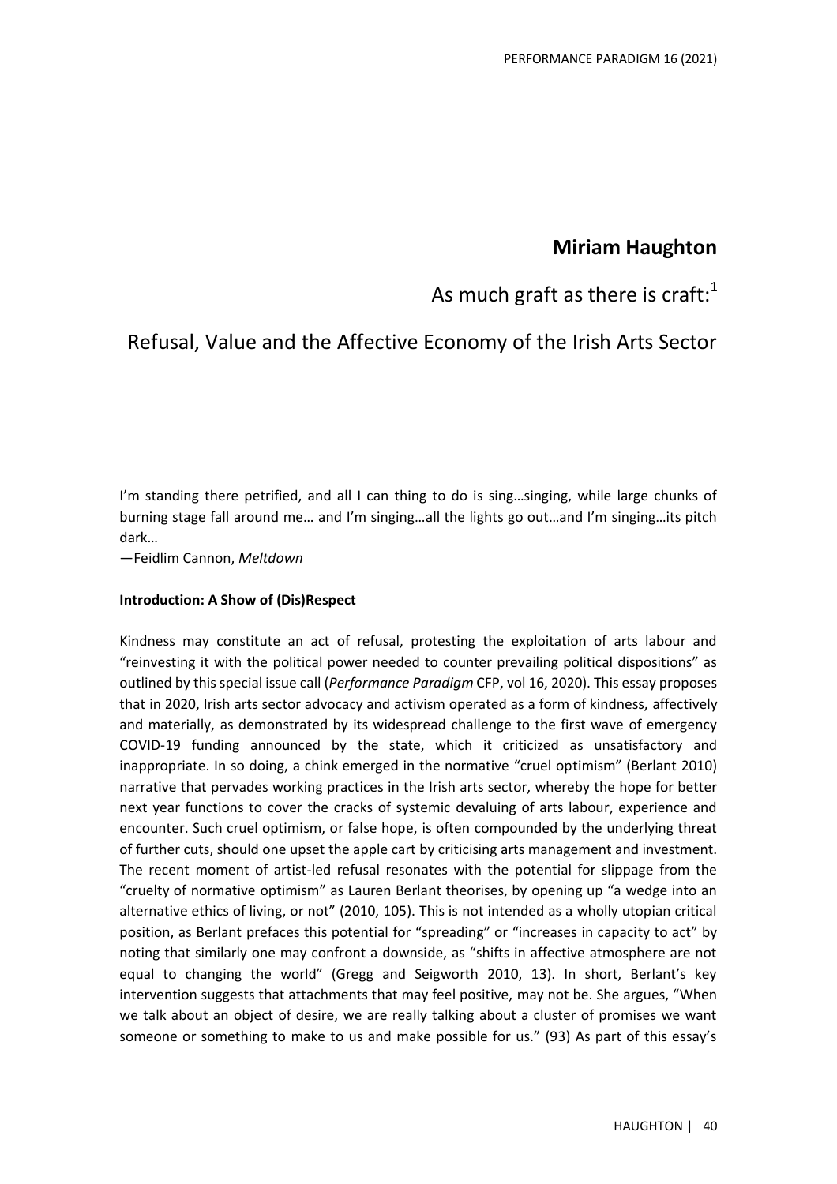# Miriam Haughton

## As much graft as there is craft:[1]

## Refusal, Value and the Affective Economy of the Irish Arts Sector

I'm standing there petrified, and all I can thing to do is sing…singing, while large chunks of burning stage fall around me… and I'm singing…all the lights go out…and I'm singing…its pitch dark…

—Feidlim Cannon, *Meltdown*

**Introduction: A Show of (Dis)Respect**

Kindness may constitute an act of refusal, protesting the exploitation of arts labour and "reinvesting it with the political power needed to counter prevailing political dispositions" as outlined by this special issue call (*Performance Paradigm* CFP, vol 16, 2020). This essay proposes that in 2020, Irish arts sector advocacy and activism operated as a form of kindness, affectively and materially, as demonstrated by its widespread challenge to the first wave of emergency COVID-19 funding announced by the state, which it criticized as unsatisfactory and inappropriate. In so doing, a chink emerged in the normative "cruel optimism" (Berlant 2010) narrative that pervades working practices in the Irish arts sector, whereby the hope for better next year functions to cover the cracks of systemic devaluing of arts labour, experience and encounter. Such cruel optimism, or false hope, is often compounded by the underlying threat of further cuts, should one upset the apple cart by criticising arts management and investment. The recent moment of artist-led refusal resonates with the potential for slippage from the "cruelty of normative optimism" as Lauren Berlant theorises, by opening up "a wedge into an alternative ethics of living, or not" (2010, 105). This is not intended as a wholly utopian critical position, as Berlant prefaces this potential for "spreading" or "increases in capacity to act" by noting that similarly one may confront a downside, as "shifts in affective atmosphere are not equal to changing the world" (Gregg and Seigworth 2010, 13). In short, Berlant's key intervention suggests that attachments that may feel positive, may not be. She argues, "When we talk about an object of desire, we are really talking about a cluster of promises we want someone or something to make to us and make possible for us." (93) As part of this essay's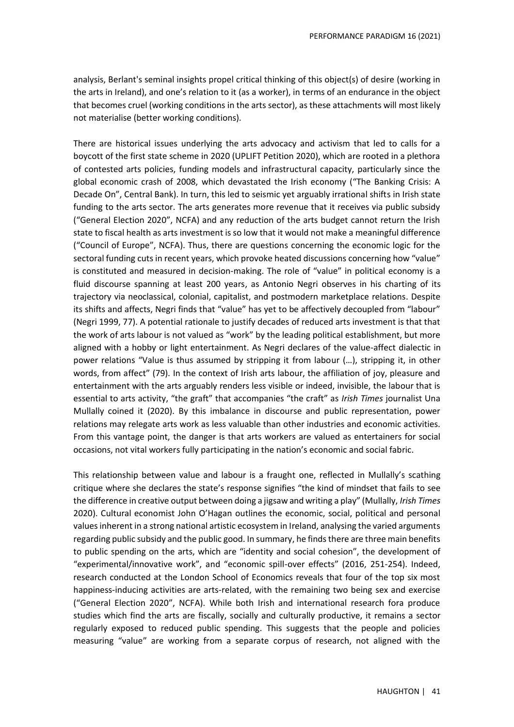analysis, Berlant's seminal insights propel critical thinking of this object(s) of desire (working in the arts in Ireland), and one's relation to it (as a worker), in terms of an endurance in the object that becomes cruel (working conditions in the arts sector), as these attachments will most likely not materialise (better working conditions).

There are historical issues underlying the arts advocacy and activism that led to calls for a boycott of the first state scheme in 2020 (UPLIFT Petition 2020), which are rooted in a plethora of contested arts policies, funding models and infrastructural capacity, particularly since the global economic crash of 2008, which devastated the Irish economy ("The Banking Crisis: A Decade On", Central Bank). In turn, this led to seismic yet arguably irrational shifts in Irish state funding to the arts sector. The arts generates more revenue that it receives via public subsidy ("General Election 2020", NCFA) and any reduction of the arts budget cannot return the Irish state to fiscal health as arts investment is so low that it would not make a meaningful difference ("Council of Europe", NCFA). Thus, there are questions concerning the economic logic for the sectoral funding cuts in recent years, which provoke heated discussions concerning how "value" is constituted and measured in decision-making. The role of "value" in political economy is a fluid discourse spanning at least 200 years, as Antonio Negri observes in his charting of its trajectory via neoclassical, colonial, capitalist, and postmodern marketplace relations. Despite its shifts and affects, Negri finds that "value" has yet to be affectively decoupled from "labour" (Negri 1999, 77). A potential rationale to justify decades of reduced arts investment is that that the work of arts labour is not valued as "work" by the leading political establishment, but more aligned with a hobby or light entertainment. As Negri declares of the value-affect dialectic in power relations "Value is thus assumed by stripping it from labour (…), stripping it, in other words, from affect" (79). In the context of Irish arts labour, the affiliation of joy, pleasure and entertainment with the arts arguably renders less visible or indeed, invisible, the labour that is essential to arts activity, "the graft" that accompanies "the craft" as *Irish Times* journalist Una Mullally coined it (2020). By this imbalance in discourse and public representation, power relations may relegate arts work as less valuable than other industries and economic activities. From this vantage point, the danger is that arts workers are valued as entertainers for social occasions, not vital workers fully participating in the nation's economic and social fabric.

This relationship between value and labour is a fraught one, reflected in Mullally's scathing critique where she declares the state's response signifies "the kind of mindset that fails to see the difference in creative output between doing a jigsaw and writing a play" (Mullally, *Irish Times* 2020). Cultural economist John O'Hagan outlines the economic, social, political and personal values inherent in a strong national artistic ecosystem in Ireland, analysing the varied arguments regarding public subsidy and the public good. In summary, he finds there are three main benefits to public spending on the arts, which are "identity and social cohesion", the development of "experimental/innovative work", and "economic spill-over effects" (2016, 251-254). Indeed, research conducted at the London School of Economics reveals that four of the top six most happiness-inducing activities are arts-related, with the remaining two being sex and exercise ("General Election 2020", NCFA). While both Irish and international research fora produce studies which find the arts are fiscally, socially and culturally productive, it remains a sector regularly exposed to reduced public spending. This suggests that the people and policies measuring "value" are working from a separate corpus of research, not aligned with the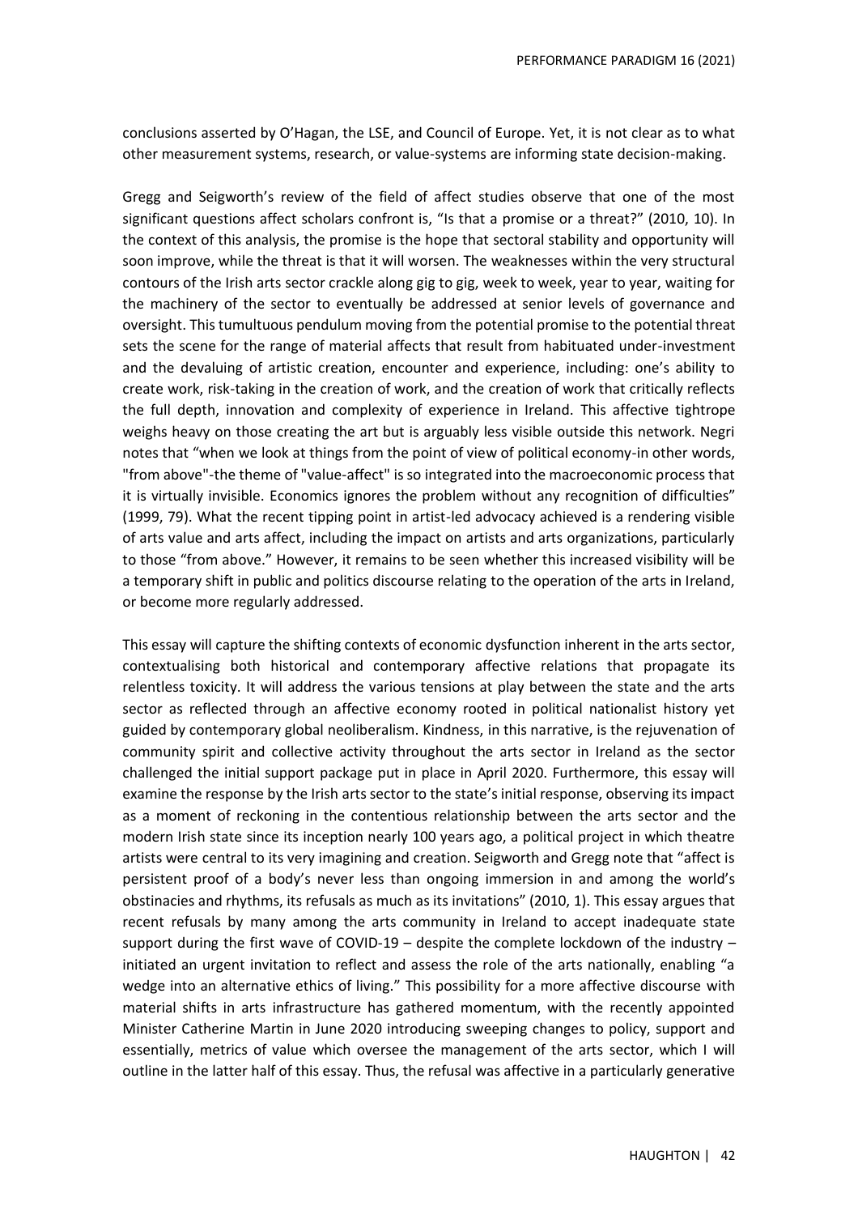conclusions asserted by O'Hagan, the LSE, and Council of Europe. Yet, it is not clear as to what other measurement systems, research, or value-systems are informing state decision-making.

Gregg and Seigworth's review of the field of affect studies observe that one of the most significant questions affect scholars confront is, "Is that a promise or a threat?" (2010, 10). In the context of this analysis, the promise is the hope that sectoral stability and opportunity will soon improve, while the threat is that it will worsen. The weaknesses within the very structural contours of the Irish arts sector crackle along gig to gig, week to week, year to year, waiting for the machinery of the sector to eventually be addressed at senior levels of governance and oversight. This tumultuous pendulum moving from the potential promise to the potential threat sets the scene for the range of material affects that result from habituated under-investment and the devaluing of artistic creation, encounter and experience, including: one's ability to create work, risk-taking in the creation of work, and the creation of work that critically reflects the full depth, innovation and complexity of experience in Ireland. This affective tightrope weighs heavy on those creating the art but is arguably less visible outside this network. Negri notes that "when we look at things from the point of view of political economy-in other words, "from above"-the theme of "value-affect" is so integrated into the macroeconomic process that it is virtually invisible. Economics ignores the problem without any recognition of difficulties" (1999, 79). What the recent tipping point in artist-led advocacy achieved is a rendering visible of arts value and arts affect, including the impact on artists and arts organizations, particularly to those "from above." However, it remains to be seen whether this increased visibility will be a temporary shift in public and politics discourse relating to the operation of the arts in Ireland, or become more regularly addressed.

This essay will capture the shifting contexts of economic dysfunction inherent in the arts sector, contextualising both historical and contemporary affective relations that propagate its relentless toxicity. It will address the various tensions at play between the state and the arts sector as reflected through an affective economy rooted in political nationalist history yet guided by contemporary global neoliberalism. Kindness, in this narrative, is the rejuvenation of community spirit and collective activity throughout the arts sector in Ireland as the sector challenged the initial support package put in place in April 2020. Furthermore, this essay will examine the response by the Irish arts sector to the state's initial response, observing its impact as a moment of reckoning in the contentious relationship between the arts sector and the modern Irish state since its inception nearly 100 years ago, a political project in which theatre artists were central to its very imagining and creation. Seigworth and Gregg note that "affect is persistent proof of a body's never less than ongoing immersion in and among the world's obstinacies and rhythms, its refusals as much as its invitations" (2010, 1). This essay argues that recent refusals by many among the arts community in Ireland to accept inadequate state support during the first wave of COVID-19 – despite the complete lockdown of the industry – initiated an urgent invitation to reflect and assess the role of the arts nationally, enabling "a wedge into an alternative ethics of living." This possibility for a more affective discourse with material shifts in arts infrastructure has gathered momentum, with the recently appointed Minister Catherine Martin in June 2020 introducing sweeping changes to policy, support and essentially, metrics of value which oversee the management of the arts sector, which I will outline in the latter half of this essay. Thus, the refusal was affective in a particularly generative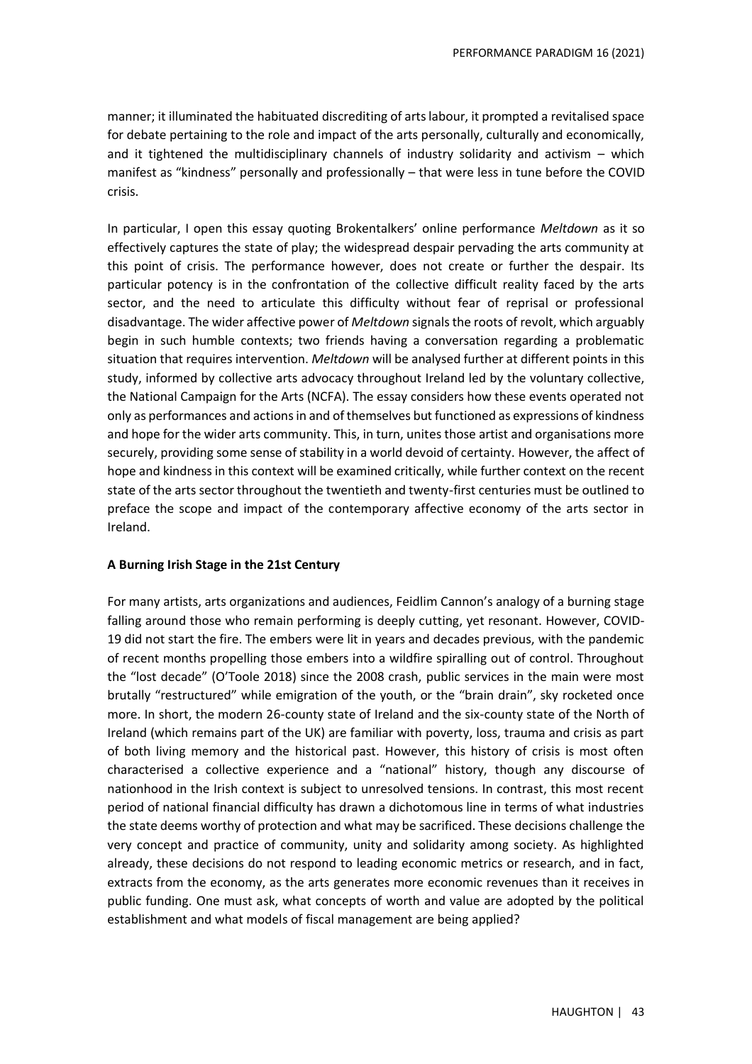manner; it illuminated the habituated discrediting of arts labour, it prompted a revitalised space for debate pertaining to the role and impact of the arts personally, culturally and economically, and it tightened the multidisciplinary channels of industry solidarity and activism – which manifest as "kindness" personally and professionally – that were less in tune before the COVID crisis.

In particular, I open this essay quoting Brokentalkers' online performance *Meltdown* as it so effectively captures the state of play; the widespread despair pervading the arts community at this point of crisis. The performance however, does not create or further the despair. Its particular potency is in the confrontation of the collective difficult reality faced by the arts sector, and the need to articulate this difficulty without fear of reprisal or professional disadvantage. The wider affective power of *Meltdown* signals the roots of revolt, which arguably begin in such humble contexts; two friends having a conversation regarding a problematic situation that requires intervention. *Meltdown* will be analysed further at different points in this study, informed by collective arts advocacy throughout Ireland led by the voluntary collective, the National Campaign for the Arts (NCFA). The essay considers how these events operated not only as performances and actions in and of themselves but functioned as expressions of kindness and hope for the wider arts community. This, in turn, unites those artist and organisations more securely, providing some sense of stability in a world devoid of certainty. However, the affect of hope and kindness in this context will be examined critically, while further context on the recent state of the arts sector throughout the twentieth and twenty-first centuries must be outlined to preface the scope and impact of the contemporary affective economy of the arts sector in Ireland.

**A Burning Irish Stage in the 21st Century**

For many artists, arts organizations and audiences, Feidlim Cannon's analogy of a burning stage falling around those who remain performing is deeply cutting, yet resonant. However, COVID-19 did not start the fire. The embers were lit in years and decades previous, with the pandemic of recent months propelling those embers into a wildfire spiralling out of control. Throughout the "lost decade" (O'Toole 2018) since the 2008 crash, public services in the main were most brutally "restructured" while emigration of the youth, or the "brain drain", sky rocketed once more. In short, the modern 26-county state of Ireland and the six-county state of the North of Ireland (which remains part of the UK) are familiar with poverty, loss, trauma and crisis as part of both living memory and the historical past. However, this history of crisis is most often characterised a collective experience and a "national" history, though any discourse of nationhood in the Irish context is subject to unresolved tensions. In contrast, this most recent period of national financial difficulty has drawn a dichotomous line in terms of what industries the state deems worthy of protection and what may be sacrificed. These decisions challenge the very concept and practice of community, unity and solidarity among society. As highlighted already, these decisions do not respond to leading economic metrics or research, and in fact, extracts from the economy, as the arts generates more economic revenues than it receives in public funding. One must ask, what concepts of worth and value are adopted by the political establishment and what models of fiscal management are being applied?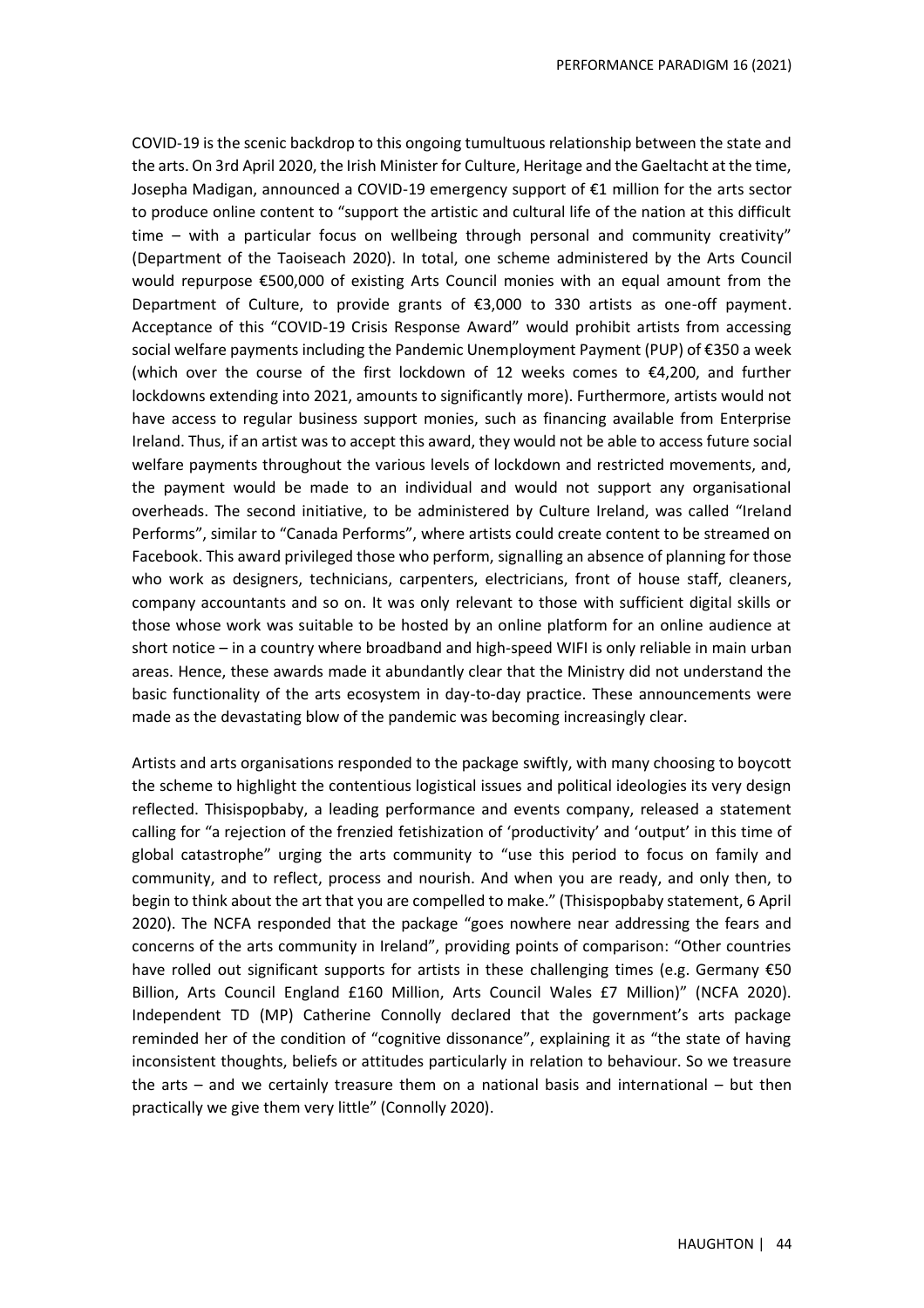COVID-19 is the scenic backdrop to this ongoing tumultuous relationship between the state and the arts. On 3rd April 2020, the Irish Minister for Culture, Heritage and the Gaeltacht at the time, Josepha Madigan, announced a COVID-19 emergency support of €1 million for the arts sector to produce online content to "support the artistic and cultural life of the nation at this difficult time – with a particular focus on wellbeing through personal and community creativity" (Department of the Taoiseach 2020). In total, one scheme administered by the Arts Council would repurpose €500,000 of existing Arts Council monies with an equal amount from the Department of Culture, to provide grants of €3,000 to 330 artists as one-off payment. Acceptance of this "COVID-19 Crisis Response Award" would prohibit artists from accessing social welfare payments including the Pandemic Unemployment Payment (PUP) of €350 a week (which over the course of the first lockdown of 12 weeks comes to €4,200, and further lockdowns extending into 2021, amounts to significantly more). Furthermore, artists would not have access to regular business support monies, such as financing available from Enterprise Ireland. Thus, if an artist was to accept this award, they would not be able to access future social welfare payments throughout the various levels of lockdown and restricted movements, and, the payment would be made to an individual and would not support any organisational overheads. The second initiative, to be administered by Culture Ireland, was called "Ireland Performs", similar to "Canada Performs", where artists could create content to be streamed on Facebook. This award privileged those who perform, signalling an absence of planning for those who work as designers, technicians, carpenters, electricians, front of house staff, cleaners, company accountants and so on. It was only relevant to those with sufficient digital skills or those whose work was suitable to be hosted by an online platform for an online audience at short notice – in a country where broadband and high-speed WIFI is only reliable in main urban areas. Hence, these awards made it abundantly clear that the Ministry did not understand the basic functionality of the arts ecosystem in day-to-day practice. These announcements were made as the devastating blow of the pandemic was becoming increasingly clear.

Artists and arts organisations responded to the package swiftly, with many choosing to boycott the scheme to highlight the contentious logistical issues and political ideologies its very design reflected. Thisispopbaby, a leading performance and events company, released a statement calling for "a rejection of the frenzied fetishization of 'productivity' and 'output' in this time of global catastrophe" urging the arts community to "use this period to focus on family and community, and to reflect, process and nourish. And when you are ready, and only then, to begin to think about the art that you are compelled to make." (Thisispopbaby statement, 6 April 2020). The NCFA responded that the package "goes nowhere near addressing the fears and concerns of the arts community in Ireland", providing points of comparison: "Other countries have rolled out significant supports for artists in these challenging times (e.g. Germany €50 Billion, Arts Council England £160 Million, Arts Council Wales £7 Million)" (NCFA 2020). Independent TD (MP) Catherine Connolly declared that the government's arts package reminded her of the condition of "cognitive dissonance", explaining it as "the state of having inconsistent thoughts, beliefs or attitudes particularly in relation to behaviour. So we treasure the arts – and we certainly treasure them on a national basis and international – but then practically we give them very little" (Connolly 2020).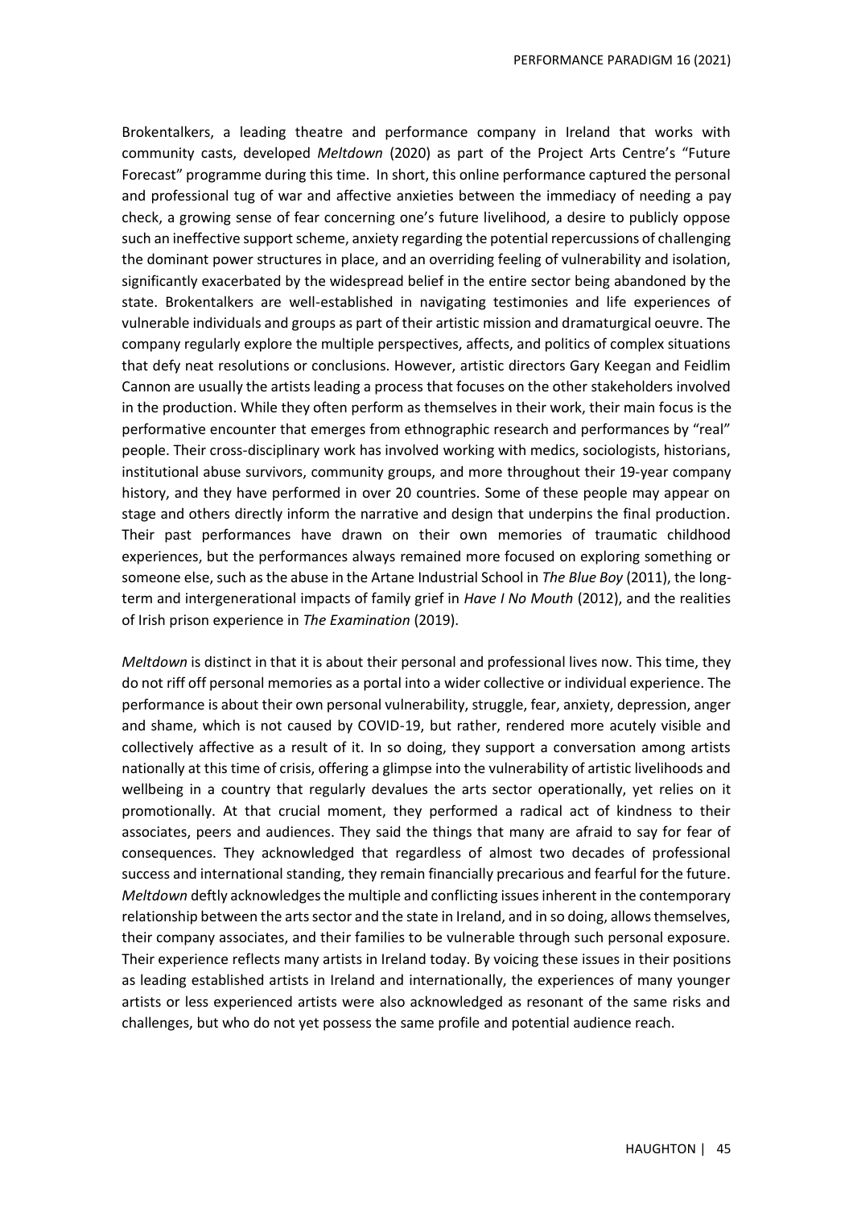Brokentalkers, a leading theatre and performance company in Ireland that works with community casts, developed *Meltdown* (2020) as part of the Project Arts Centre's "Future Forecast" programme during this time. In short, this online performance captured the personal and professional tug of war and affective anxieties between the immediacy of needing a pay check, a growing sense of fear concerning one's future livelihood, a desire to publicly oppose such an ineffective support scheme, anxiety regarding the potential repercussions of challenging the dominant power structures in place, and an overriding feeling of vulnerability and isolation, significantly exacerbated by the widespread belief in the entire sector being abandoned by the state. Brokentalkers are well-established in navigating testimonies and life experiences of vulnerable individuals and groups as part of their artistic mission and dramaturgical oeuvre. The company regularly explore the multiple perspectives, affects, and politics of complex situations that defy neat resolutions or conclusions. However, artistic directors Gary Keegan and Feidlim Cannon are usually the artists leading a process that focuses on the other stakeholders involved in the production. While they often perform as themselves in their work, their main focus is the performative encounter that emerges from ethnographic research and performances by "real" people. Their cross-disciplinary work has involved working with medics, sociologists, historians, institutional abuse survivors, community groups, and more throughout their 19-year company history, and they have performed in over 20 countries. Some of these people may appear on stage and others directly inform the narrative and design that underpins the final production. Their past performances have drawn on their own memories of traumatic childhood experiences, but the performances always remained more focused on exploring something or someone else, such as the abuse in the Artane Industrial School in *The Blue Boy* (2011), the long-term and intergenerational impacts of family grief in *Have I No Mouth* (2012), and the realities of Irish prison experience in *The Examination* (2019).

*Meltdown* is distinct in that it is about their personal and professional lives now. This time, they do not riff off personal memories as a portal into a wider collective or individual experience. The performance is about their own personal vulnerability, struggle, fear, anxiety, depression, anger and shame, which is not caused by COVID-19, but rather, rendered more acutely visible and collectively affective as a result of it. In so doing, they support a conversation among artists nationally at this time of crisis, offering a glimpse into the vulnerability of artistic livelihoods and wellbeing in a country that regularly devalues the arts sector operationally, yet relies on it promotionally. At that crucial moment, they performed a radical act of kindness to their associates, peers and audiences. They said the things that many are afraid to say for fear of consequences. They acknowledged that regardless of almost two decades of professional success and international standing, they remain financially precarious and fearful for the future. *Meltdown* deftly acknowledges the multiple and conflicting issues inherent in the contemporary relationship between the arts sector and the state in Ireland, and in so doing, allows themselves, their company associates, and their families to be vulnerable through such personal exposure. Their experience reflects many artists in Ireland today. By voicing these issues in their positions as leading established artists in Ireland and internationally, the experiences of many younger artists or less experienced artists were also acknowledged as resonant of the same risks and challenges, but who do not yet possess the same profile and potential audience reach.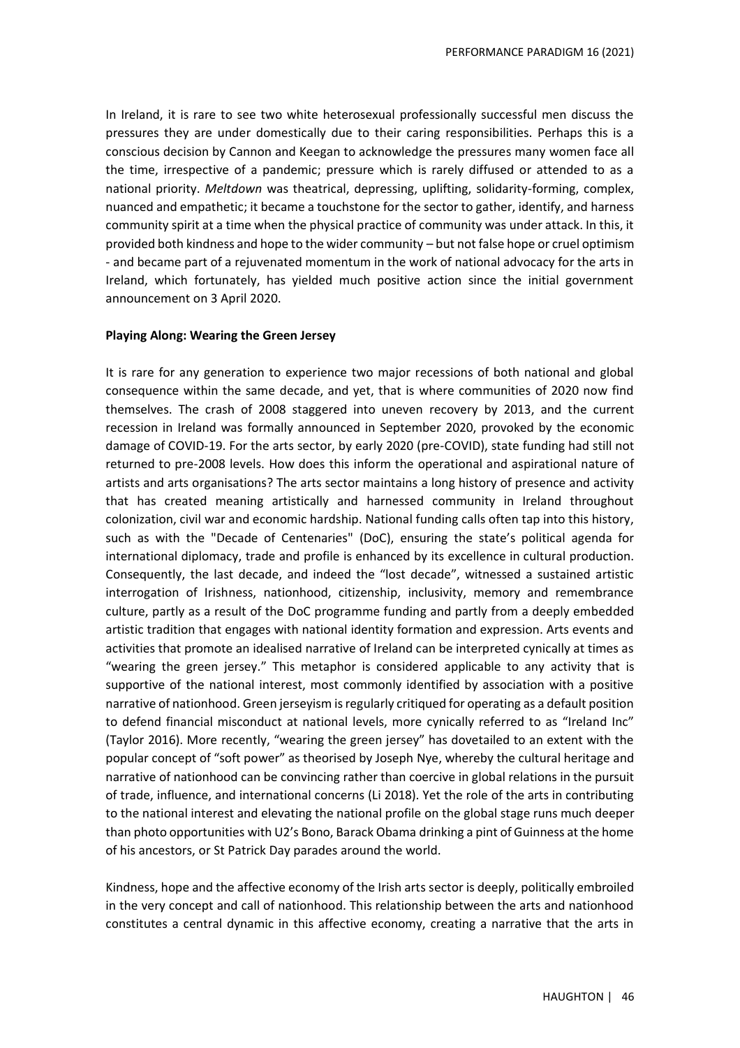In Ireland, it is rare to see two white heterosexual professionally successful men discuss the pressures they are under domestically due to their caring responsibilities. Perhaps this is a conscious decision by Cannon and Keegan to acknowledge the pressures many women face all the time, irrespective of a pandemic; pressure which is rarely diffused or attended to as a national priority. *Meltdown* was theatrical, depressing, uplifting, solidarity-forming, complex, nuanced and empathetic; it became a touchstone for the sector to gather, identify, and harness community spirit at a time when the physical practice of community was under attack. In this, it provided both kindness and hope to the wider community – but not false hope or cruel optimism - and became part of a rejuvenated momentum in the work of national advocacy for the arts in Ireland, which fortunately, has yielded much positive action since the initial government announcement on 3 April 2020.

**Playing Along: Wearing the Green Jersey**

It is rare for any generation to experience two major recessions of both national and global consequence within the same decade, and yet, that is where communities of 2020 now find themselves. The crash of 2008 staggered into uneven recovery by 2013, and the current recession in Ireland was formally announced in September 2020, provoked by the economic damage of COVID-19. For the arts sector, by early 2020 (pre-COVID), state funding had still not returned to pre-2008 levels. How does this inform the operational and aspirational nature of artists and arts organisations? The arts sector maintains a long history of presence and activity that has created meaning artistically and harnessed community in Ireland throughout colonization, civil war and economic hardship. National funding calls often tap into this history, such as with the "Decade of Centenaries" (DoC), ensuring the state's political agenda for international diplomacy, trade and profile is enhanced by its excellence in cultural production. Consequently, the last decade, and indeed the "lost decade", witnessed a sustained artistic interrogation of Irishness, nationhood, citizenship, inclusivity, memory and remembrance culture, partly as a result of the DoC programme funding and partly from a deeply embedded artistic tradition that engages with national identity formation and expression. Arts events and activities that promote an idealised narrative of Ireland can be interpreted cynically at times as "wearing the green jersey." This metaphor is considered applicable to any activity that is supportive of the national interest, most commonly identified by association with a positive narrative of nationhood. Green jerseyism is regularly critiqued for operating as a default position to defend financial misconduct at national levels, more cynically referred to as "Ireland Inc" (Taylor 2016). More recently, "wearing the green jersey" has dovetailed to an extent with the popular concept of "soft power" as theorised by Joseph Nye, whereby the cultural heritage and narrative of nationhood can be convincing rather than coercive in global relations in the pursuit of trade, influence, and international concerns (Li 2018). Yet the role of the arts in contributing to the national interest and elevating the national profile on the global stage runs much deeper than photo opportunities with U2's Bono, Barack Obama drinking a pint of Guinness at the home of his ancestors, or St Patrick Day parades around the world.

Kindness, hope and the affective economy of the Irish arts sector is deeply, politically embroiled in the very concept and call of nationhood. This relationship between the arts and nationhood constitutes a central dynamic in this affective economy, creating a narrative that the arts in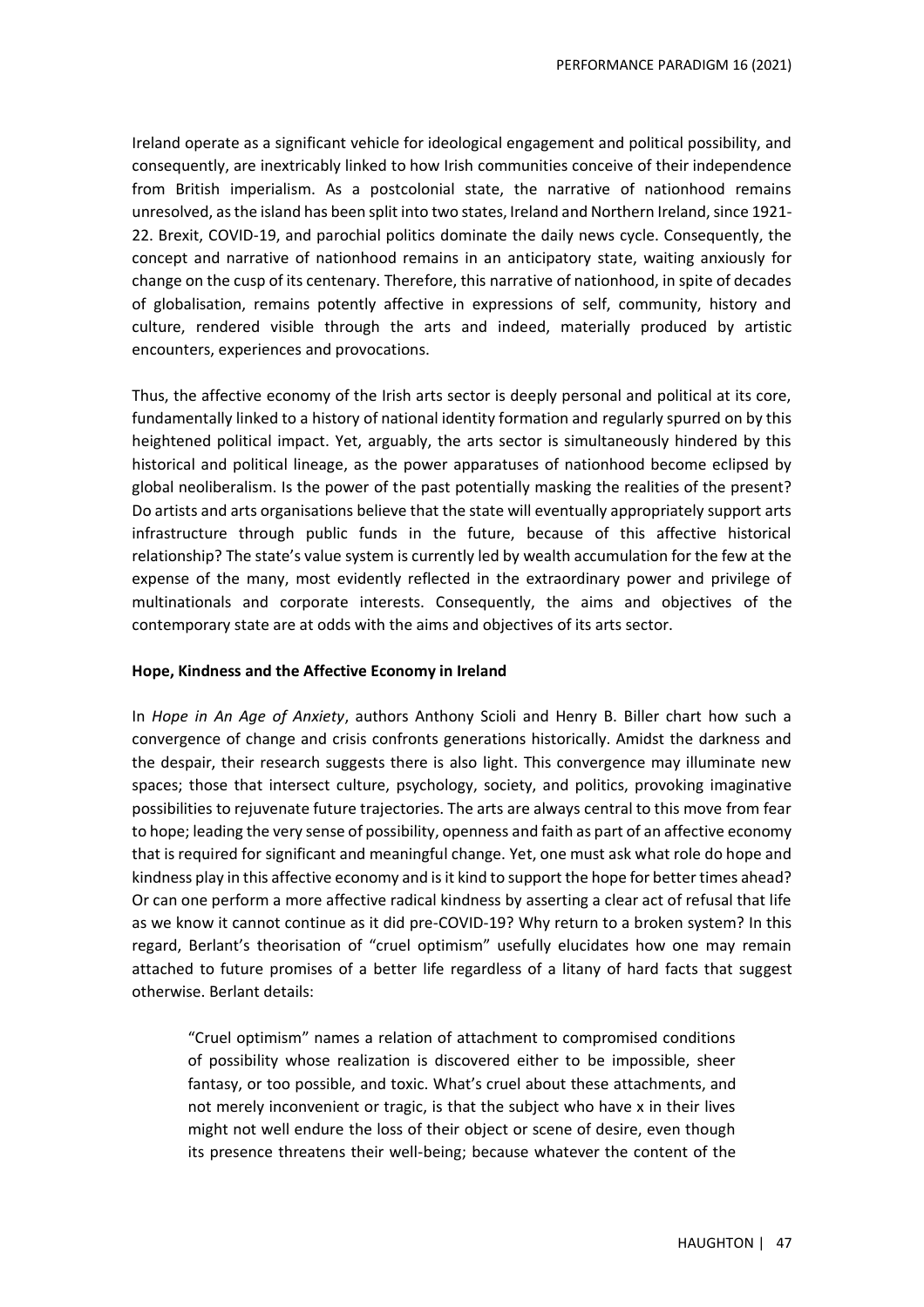Ireland operate as a significant vehicle for ideological engagement and political possibility, and consequently, are inextricably linked to how Irish communities conceive of their independence from British imperialism. As a postcolonial state, the narrative of nationhood remains unresolved, as the island has been split into two states, Ireland and Northern Ireland, since 1921-22. Brexit, COVID-19, and parochial politics dominate the daily news cycle. Consequently, the concept and narrative of nationhood remains in an anticipatory state, waiting anxiously for change on the cusp of its centenary. Therefore, this narrative of nationhood, in spite of decades of globalisation, remains potently affective in expressions of self, community, history and culture, rendered visible through the arts and indeed, materially produced by artistic encounters, experiences and provocations.

Thus, the affective economy of the Irish arts sector is deeply personal and political at its core, fundamentally linked to a history of national identity formation and regularly spurred on by this heightened political impact. Yet, arguably, the arts sector is simultaneously hindered by this historical and political lineage, as the power apparatuses of nationhood become eclipsed by global neoliberalism. Is the power of the past potentially masking the realities of the present? Do artists and arts organisations believe that the state will eventually appropriately support arts infrastructure through public funds in the future, because of this affective historical relationship? The state's value system is currently led by wealth accumulation for the few at the expense of the many, most evidently reflected in the extraordinary power and privilege of multinationals and corporate interests. Consequently, the aims and objectives of the contemporary state are at odds with the aims and objectives of its arts sector.

## Hope, Kindness and the Affective Economy in Ireland

In *Hope in An Age of Anxiety*, authors Anthony Scioli and Henry B. Biller chart how such a convergence of change and crisis confronts generations historically. Amidst the darkness and the despair, their research suggests there is also light. This convergence may illuminate new spaces; those that intersect culture, psychology, society, and politics, provoking imaginative possibilities to rejuvenate future trajectories. The arts are always central to this move from fear to hope; leading the very sense of possibility, openness and faith as part of an affective economy that is required for significant and meaningful change. Yet, one must ask what role do hope and kindness play in this affective economy and is it kind to support the hope for better times ahead? Or can one perform a more affective radical kindness by asserting a clear act of refusal that life as we know it cannot continue as it did pre-COVID-19? Why return to a broken system? In this regard, Berlant's theorisation of "cruel optimism" usefully elucidates how one may remain attached to future promises of a better life regardless of a litany of hard facts that suggest otherwise. Berlant details:

> "Cruel optimism" names a relation of attachment to compromised conditions of possibility whose realization is discovered either to be impossible, sheer fantasy, or too possible, and toxic. What's cruel about these attachments, and not merely inconvenient or tragic, is that the subject who have x in their lives might not well endure the loss of their object or scene of desire, even though its presence threatens their well-being; because whatever the content of the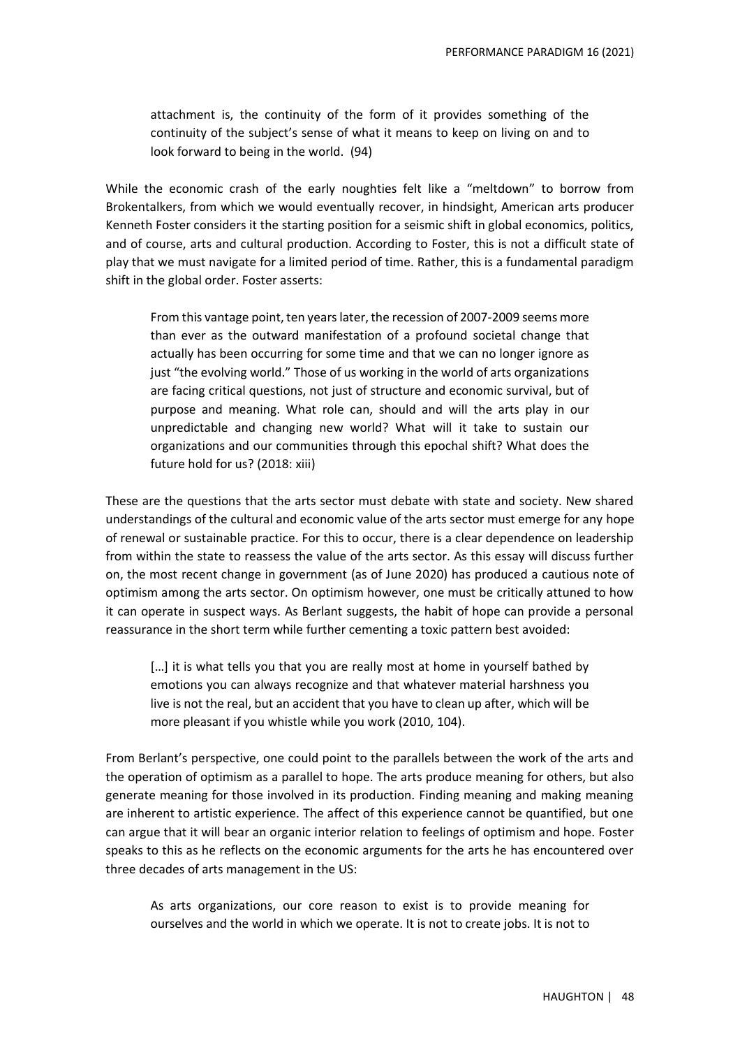> attachment is, the continuity of the form of it provides something of the continuity of the subject's sense of what it means to keep on living on and to look forward to being in the world. (94)

While the economic crash of the early noughties felt like a "meltdown" to borrow from Brokentalkers, from which we would eventually recover, in hindsight, American arts producer Kenneth Foster considers it the starting position for a seismic shift in global economics, politics, and of course, arts and cultural production. According to Foster, this is not a difficult state of play that we must navigate for a limited period of time. Rather, this is a fundamental paradigm shift in the global order. Foster asserts:

> From this vantage point, ten years later, the recession of 2007-2009 seems more than ever as the outward manifestation of a profound societal change that actually has been occurring for some time and that we can no longer ignore as just "the evolving world." Those of us working in the world of arts organizations are facing critical questions, not just of structure and economic survival, but of purpose and meaning. What role can, should and will the arts play in our unpredictable and changing new world? What will it take to sustain our organizations and our communities through this epochal shift? What does the future hold for us? (2018: xiii)

These are the questions that the arts sector must debate with state and society. New shared understandings of the cultural and economic value of the arts sector must emerge for any hope of renewal or sustainable practice. For this to occur, there is a clear dependence on leadership from within the state to reassess the value of the arts sector. As this essay will discuss further on, the most recent change in government (as of June 2020) has produced a cautious note of optimism among the arts sector. On optimism however, one must be critically attuned to how it can operate in suspect ways. As Berlant suggests, the habit of hope can provide a personal reassurance in the short term while further cementing a toxic pattern best avoided:

> […] it is what tells you that you are really most at home in yourself bathed by emotions you can always recognize and that whatever material harshness you live is not the real, but an accident that you have to clean up after, which will be more pleasant if you whistle while you work (2010, 104).

From Berlant's perspective, one could point to the parallels between the work of the arts and the operation of optimism as a parallel to hope. The arts produce meaning for others, but also generate meaning for those involved in its production. Finding meaning and making meaning are inherent to artistic experience. The affect of this experience cannot be quantified, but one can argue that it will bear an organic interior relation to feelings of optimism and hope. Foster speaks to this as he reflects on the economic arguments for the arts he has encountered over three decades of arts management in the US:

> As arts organizations, our core reason to exist is to provide meaning for ourselves and the world in which we operate. It is not to create jobs. It is not to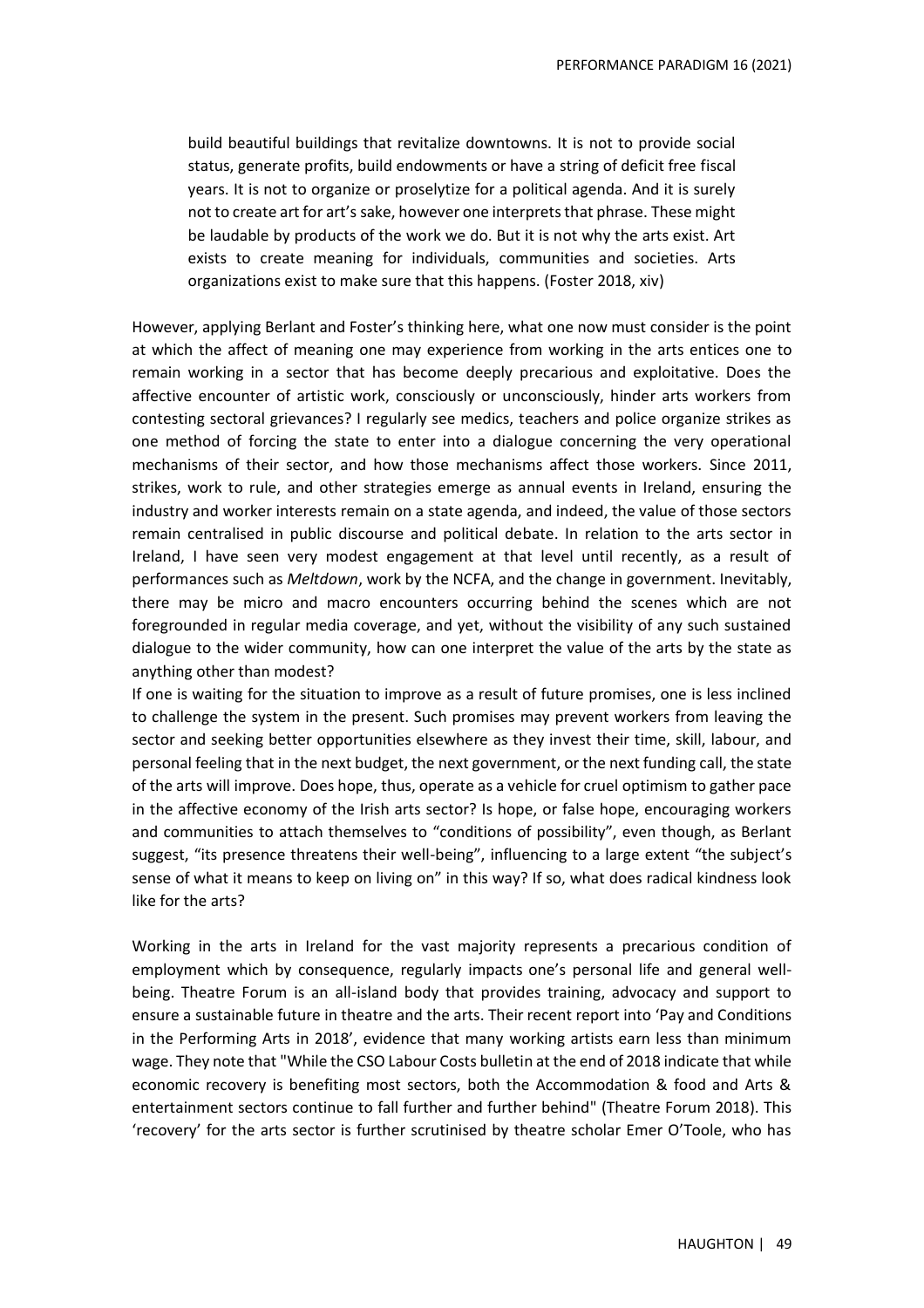build beautiful buildings that revitalize downtowns. It is not to provide social status, generate profits, build endowments or have a string of deficit free fiscal years. It is not to organize or proselytize for a political agenda. And it is surely not to create art for art's sake, however one interprets that phrase. These might be laudable by products of the work we do. But it is not why the arts exist. Art exists to create meaning for individuals, communities and societies. Arts organizations exist to make sure that this happens. (Foster 2018, xiv)

However, applying Berlant and Foster's thinking here, what one now must consider is the point at which the affect of meaning one may experience from working in the arts entices one to remain working in a sector that has become deeply precarious and exploitative. Does the affective encounter of artistic work, consciously or unconsciously, hinder arts workers from contesting sectoral grievances? I regularly see medics, teachers and police organize strikes as one method of forcing the state to enter into a dialogue concerning the very operational mechanisms of their sector, and how those mechanisms affect those workers. Since 2011, strikes, work to rule, and other strategies emerge as annual events in Ireland, ensuring the industry and worker interests remain on a state agenda, and indeed, the value of those sectors remain centralised in public discourse and political debate. In relation to the arts sector in Ireland, I have seen very modest engagement at that level until recently, as a result of performances such as *Meltdown*, work by the NCFA, and the change in government. Inevitably, there may be micro and macro encounters occurring behind the scenes which are not foregrounded in regular media coverage, and yet, without the visibility of any such sustained dialogue to the wider community, how can one interpret the value of the arts by the state as anything other than modest?

If one is waiting for the situation to improve as a result of future promises, one is less inclined to challenge the system in the present. Such promises may prevent workers from leaving the sector and seeking better opportunities elsewhere as they invest their time, skill, labour, and personal feeling that in the next budget, the next government, or the next funding call, the state of the arts will improve. Does hope, thus, operate as a vehicle for cruel optimism to gather pace in the affective economy of the Irish arts sector? Is hope, or false hope, encouraging workers and communities to attach themselves to "conditions of possibility", even though, as Berlant suggest, "its presence threatens their well-being", influencing to a large extent "the subject's sense of what it means to keep on living on" in this way? If so, what does radical kindness look like for the arts?

Working in the arts in Ireland for the vast majority represents a precarious condition of employment which by consequence, regularly impacts one's personal life and general well-being. Theatre Forum is an all-island body that provides training, advocacy and support to ensure a sustainable future in theatre and the arts. Their recent report into 'Pay and Conditions in the Performing Arts in 2018', evidence that many working artists earn less than minimum wage. They note that "While the CSO Labour Costs bulletin at the end of 2018 indicate that while economic recovery is benefiting most sectors, both the Accommodation & food and Arts & entertainment sectors continue to fall further and further behind" (Theatre Forum 2018). This 'recovery' for the arts sector is further scrutinised by theatre scholar Emer O'Toole, who has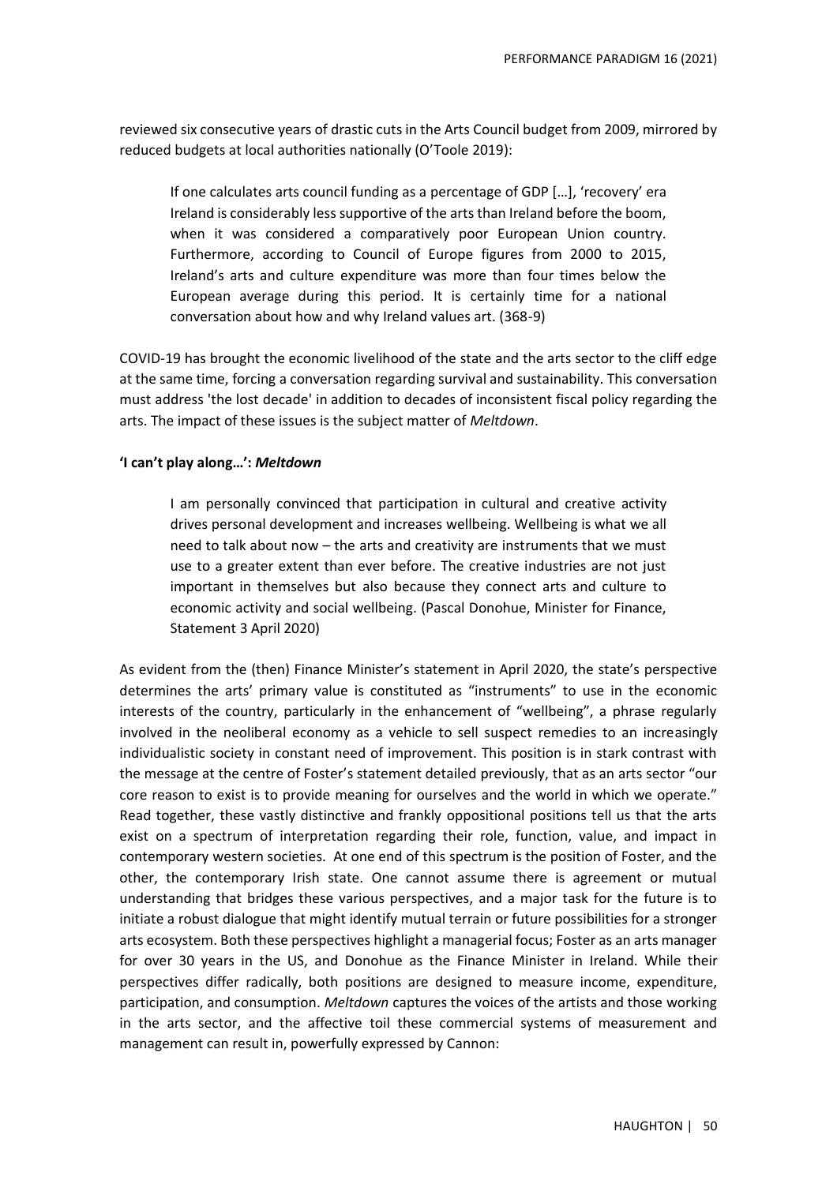reviewed six consecutive years of drastic cuts in the Arts Council budget from 2009, mirrored by reduced budgets at local authorities nationally (O'Toole 2019):

> If one calculates arts council funding as a percentage of GDP […], 'recovery' era Ireland is considerably less supportive of the arts than Ireland before the boom, when it was considered a comparatively poor European Union country. Furthermore, according to Council of Europe figures from 2000 to 2015, Ireland's arts and culture expenditure was more than four times below the European average during this period. It is certainly time for a national conversation about how and why Ireland values art. (368-9)

COVID-19 has brought the economic livelihood of the state and the arts sector to the cliff edge at the same time, forcing a conversation regarding survival and sustainability. This conversation must address 'the lost decade' in addition to decades of inconsistent fiscal policy regarding the arts. The impact of these issues is the subject matter of *Meltdown*.

**'I can't play along…':** ***Meltdown***

> I am personally convinced that participation in cultural and creative activity drives personal development and increases wellbeing. Wellbeing is what we all need to talk about now – the arts and creativity are instruments that we must use to a greater extent than ever before. The creative industries are not just important in themselves but also because they connect arts and culture to economic activity and social wellbeing. (Pascal Donohue, Minister for Finance, Statement 3 April 2020)

As evident from the (then) Finance Minister's statement in April 2020, the state's perspective determines the arts' primary value is constituted as "instruments" to use in the economic interests of the country, particularly in the enhancement of "wellbeing", a phrase regularly involved in the neoliberal economy as a vehicle to sell suspect remedies to an increasingly individualistic society in constant need of improvement. This position is in stark contrast with the message at the centre of Foster's statement detailed previously, that as an arts sector "our core reason to exist is to provide meaning for ourselves and the world in which we operate." Read together, these vastly distinctive and frankly oppositional positions tell us that the arts exist on a spectrum of interpretation regarding their role, function, value, and impact in contemporary western societies. At one end of this spectrum is the position of Foster, and the other, the contemporary Irish state. One cannot assume there is agreement or mutual understanding that bridges these various perspectives, and a major task for the future is to initiate a robust dialogue that might identify mutual terrain or future possibilities for a stronger arts ecosystem. Both these perspectives highlight a managerial focus; Foster as an arts manager for over 30 years in the US, and Donohue as the Finance Minister in Ireland. While their perspectives differ radically, both positions are designed to measure income, expenditure, participation, and consumption. *Meltdown* captures the voices of the artists and those working in the arts sector, and the affective toil these commercial systems of measurement and management can result in, powerfully expressed by Cannon: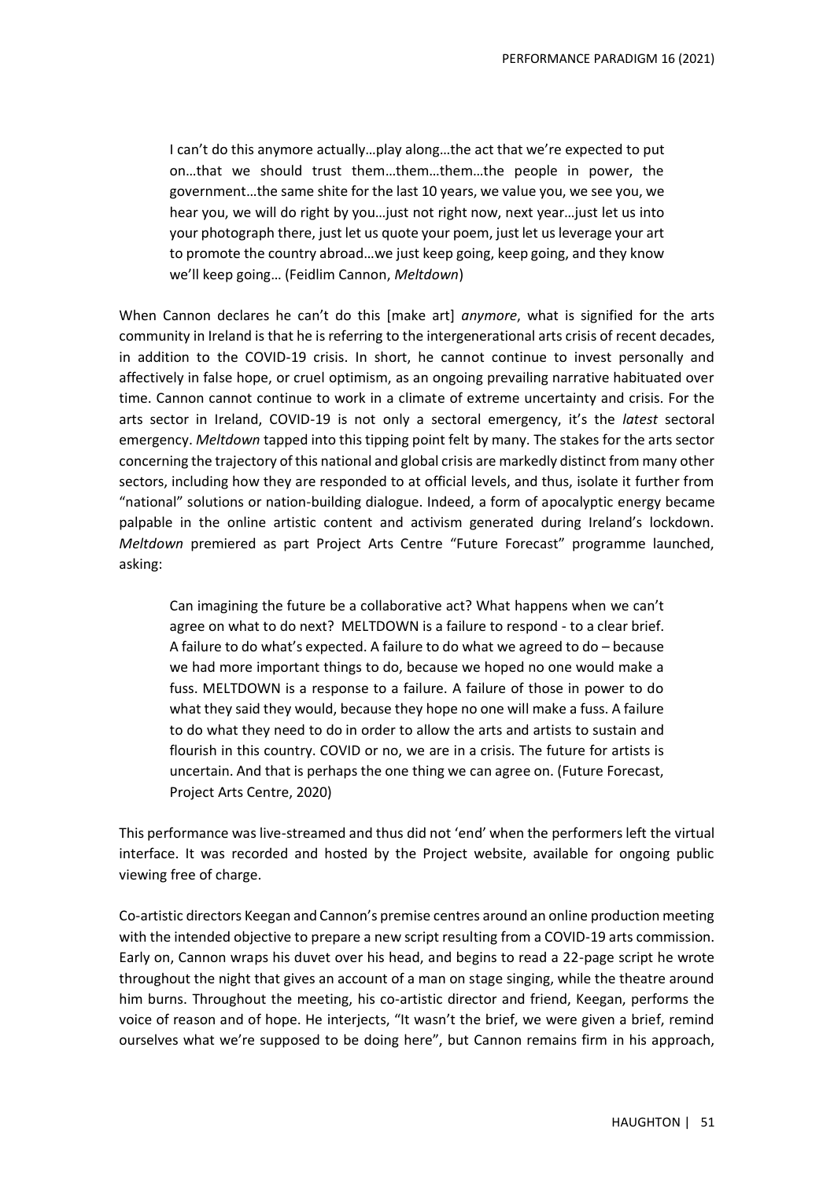> I can't do this anymore actually…play along…the act that we're expected to put on…that we should trust them…them…them…the people in power, the government…the same shite for the last 10 years, we value you, we see you, we hear you, we will do right by you…just not right now, next year…just let us into your photograph there, just let us quote your poem, just let us leverage your art to promote the country abroad…we just keep going, keep going, and they know we'll keep going… (Feidlim Cannon, *Meltdown*)

When Cannon declares he can't do this [make art] *anymore*, what is signified for the arts community in Ireland is that he is referring to the intergenerational arts crisis of recent decades, in addition to the COVID-19 crisis. In short, he cannot continue to invest personally and affectively in false hope, or cruel optimism, as an ongoing prevailing narrative habituated over time. Cannon cannot continue to work in a climate of extreme uncertainty and crisis. For the arts sector in Ireland, COVID-19 is not only a sectoral emergency, it's the *latest* sectoral emergency. *Meltdown* tapped into this tipping point felt by many. The stakes for the arts sector concerning the trajectory of this national and global crisis are markedly distinct from many other sectors, including how they are responded to at official levels, and thus, isolate it further from "national" solutions or nation-building dialogue. Indeed, a form of apocalyptic energy became palpable in the online artistic content and activism generated during Ireland's lockdown. *Meltdown* premiered as part Project Arts Centre "Future Forecast" programme launched, asking:

> Can imagining the future be a collaborative act? What happens when we can't agree on what to do next? MELTDOWN is a failure to respond - to a clear brief. A failure to do what's expected. A failure to do what we agreed to do – because we had more important things to do, because we hoped no one would make a fuss. MELTDOWN is a response to a failure. A failure of those in power to do what they said they would, because they hope no one will make a fuss. A failure to do what they need to do in order to allow the arts and artists to sustain and flourish in this country. COVID or no, we are in a crisis. The future for artists is uncertain. And that is perhaps the one thing we can agree on. (Future Forecast, Project Arts Centre, 2020)

This performance was live-streamed and thus did not 'end' when the performers left the virtual interface. It was recorded and hosted by the Project website, available for ongoing public viewing free of charge.

Co-artistic directors Keegan and Cannon's premise centres around an online production meeting with the intended objective to prepare a new script resulting from a COVID-19 arts commission. Early on, Cannon wraps his duvet over his head, and begins to read a 22-page script he wrote throughout the night that gives an account of a man on stage singing, while the theatre around him burns. Throughout the meeting, his co-artistic director and friend, Keegan, performs the voice of reason and of hope. He interjects, "It wasn't the brief, we were given a brief, remind ourselves what we're supposed to be doing here", but Cannon remains firm in his approach,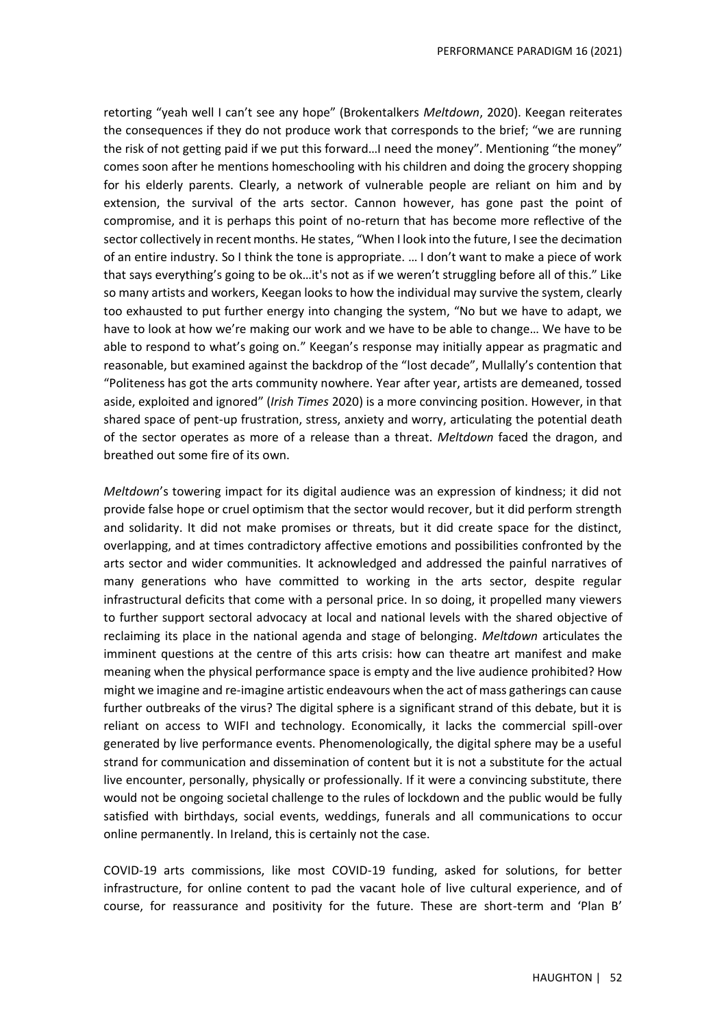retorting "yeah well I can't see any hope" (Brokentalkers *Meltdown*, 2020). Keegan reiterates the consequences if they do not produce work that corresponds to the brief; "we are running the risk of not getting paid if we put this forward…I need the money". Mentioning "the money" comes soon after he mentions homeschooling with his children and doing the grocery shopping for his elderly parents. Clearly, a network of vulnerable people are reliant on him and by extension, the survival of the arts sector. Cannon however, has gone past the point of compromise, and it is perhaps this point of no-return that has become more reflective of the sector collectively in recent months. He states, "When I look into the future, I see the decimation of an entire industry. So I think the tone is appropriate. … I don't want to make a piece of work that says everything's going to be ok…it's not as if we weren't struggling before all of this." Like so many artists and workers, Keegan looks to how the individual may survive the system, clearly too exhausted to put further energy into changing the system, "No but we have to adapt, we have to look at how we're making our work and we have to be able to change… We have to be able to respond to what's going on." Keegan's response may initially appear as pragmatic and reasonable, but examined against the backdrop of the "lost decade", Mullally's contention that "Politeness has got the arts community nowhere. Year after year, artists are demeaned, tossed aside, exploited and ignored" (*Irish Times* 2020) is a more convincing position. However, in that shared space of pent-up frustration, stress, anxiety and worry, articulating the potential death of the sector operates as more of a release than a threat. *Meltdown* faced the dragon, and breathed out some fire of its own.

*Meltdown*'s towering impact for its digital audience was an expression of kindness; it did not provide false hope or cruel optimism that the sector would recover, but it did perform strength and solidarity. It did not make promises or threats, but it did create space for the distinct, overlapping, and at times contradictory affective emotions and possibilities confronted by the arts sector and wider communities. It acknowledged and addressed the painful narratives of many generations who have committed to working in the arts sector, despite regular infrastructural deficits that come with a personal price. In so doing, it propelled many viewers to further support sectoral advocacy at local and national levels with the shared objective of reclaiming its place in the national agenda and stage of belonging. *Meltdown* articulates the imminent questions at the centre of this arts crisis: how can theatre art manifest and make meaning when the physical performance space is empty and the live audience prohibited? How might we imagine and re-imagine artistic endeavours when the act of mass gatherings can cause further outbreaks of the virus? The digital sphere is a significant strand of this debate, but it is reliant on access to WIFI and technology. Economically, it lacks the commercial spill-over generated by live performance events. Phenomenologically, the digital sphere may be a useful strand for communication and dissemination of content but it is not a substitute for the actual live encounter, personally, physically or professionally. If it were a convincing substitute, there would not be ongoing societal challenge to the rules of lockdown and the public would be fully satisfied with birthdays, social events, weddings, funerals and all communications to occur online permanently. In Ireland, this is certainly not the case.

COVID-19 arts commissions, like most COVID-19 funding, asked for solutions, for better infrastructure, for online content to pad the vacant hole of live cultural experience, and of course, for reassurance and positivity for the future. These are short-term and 'Plan B'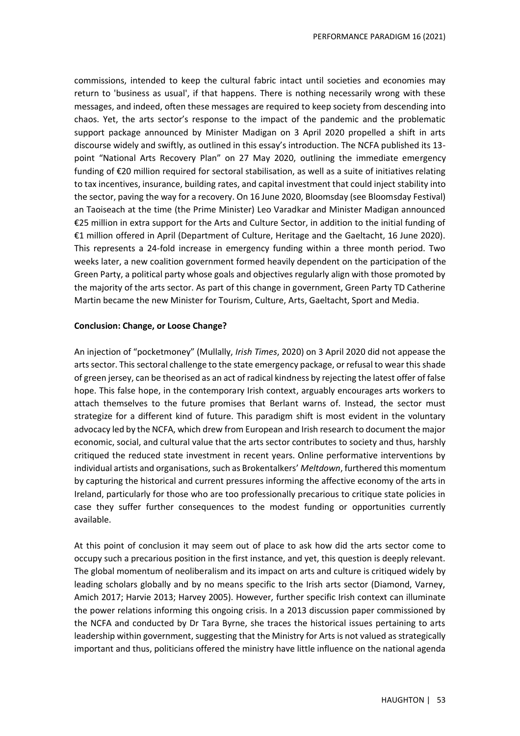commissions, intended to keep the cultural fabric intact until societies and economies may return to 'business as usual', if that happens. There is nothing necessarily wrong with these messages, and indeed, often these messages are required to keep society from descending into chaos. Yet, the arts sector's response to the impact of the pandemic and the problematic support package announced by Minister Madigan on 3 April 2020 propelled a shift in arts discourse widely and swiftly, as outlined in this essay's introduction. The NCFA published its 13-point "National Arts Recovery Plan" on 27 May 2020, outlining the immediate emergency funding of €20 million required for sectoral stabilisation, as well as a suite of initiatives relating to tax incentives, insurance, building rates, and capital investment that could inject stability into the sector, paving the way for a recovery. On 16 June 2020, Bloomsday (see Bloomsday Festival) an Taoiseach at the time (the Prime Minister) Leo Varadkar and Minister Madigan announced €25 million in extra support for the Arts and Culture Sector, in addition to the initial funding of €1 million offered in April (Department of Culture, Heritage and the Gaeltacht, 16 June 2020). This represents a 24-fold increase in emergency funding within a three month period. Two weeks later, a new coalition government formed heavily dependent on the participation of the Green Party, a political party whose goals and objectives regularly align with those promoted by the majority of the arts sector. As part of this change in government, Green Party TD Catherine Martin became the new Minister for Tourism, Culture, Arts, Gaeltacht, Sport and Media.

## Conclusion: Change, or Loose Change?

An injection of "pocketmoney" (Mullally, *Irish Times*, 2020) on 3 April 2020 did not appease the arts sector. This sectoral challenge to the state emergency package, or refusal to wear this shade of green jersey, can be theorised as an act of radical kindness by rejecting the latest offer of false hope. This false hope, in the contemporary Irish context, arguably encourages arts workers to attach themselves to the future promises that Berlant warns of. Instead, the sector must strategize for a different kind of future. This paradigm shift is most evident in the voluntary advocacy led by the NCFA, which drew from European and Irish research to document the major economic, social, and cultural value that the arts sector contributes to society and thus, harshly critiqued the reduced state investment in recent years. Online performative interventions by individual artists and organisations, such as Brokentalkers' *Meltdown*, furthered this momentum by capturing the historical and current pressures informing the affective economy of the arts in Ireland, particularly for those who are too professionally precarious to critique state policies in case they suffer further consequences to the modest funding or opportunities currently available.

At this point of conclusion it may seem out of place to ask how did the arts sector come to occupy such a precarious position in the first instance, and yet, this question is deeply relevant. The global momentum of neoliberalism and its impact on arts and culture is critiqued widely by leading scholars globally and by no means specific to the Irish arts sector (Diamond, Varney, Amich 2017; Harvie 2013; Harvey 2005). However, further specific Irish context can illuminate the power relations informing this ongoing crisis. In a 2013 discussion paper commissioned by the NCFA and conducted by Dr Tara Byrne, she traces the historical issues pertaining to arts leadership within government, suggesting that the Ministry for Arts is not valued as strategically important and thus, politicians offered the ministry have little influence on the national agenda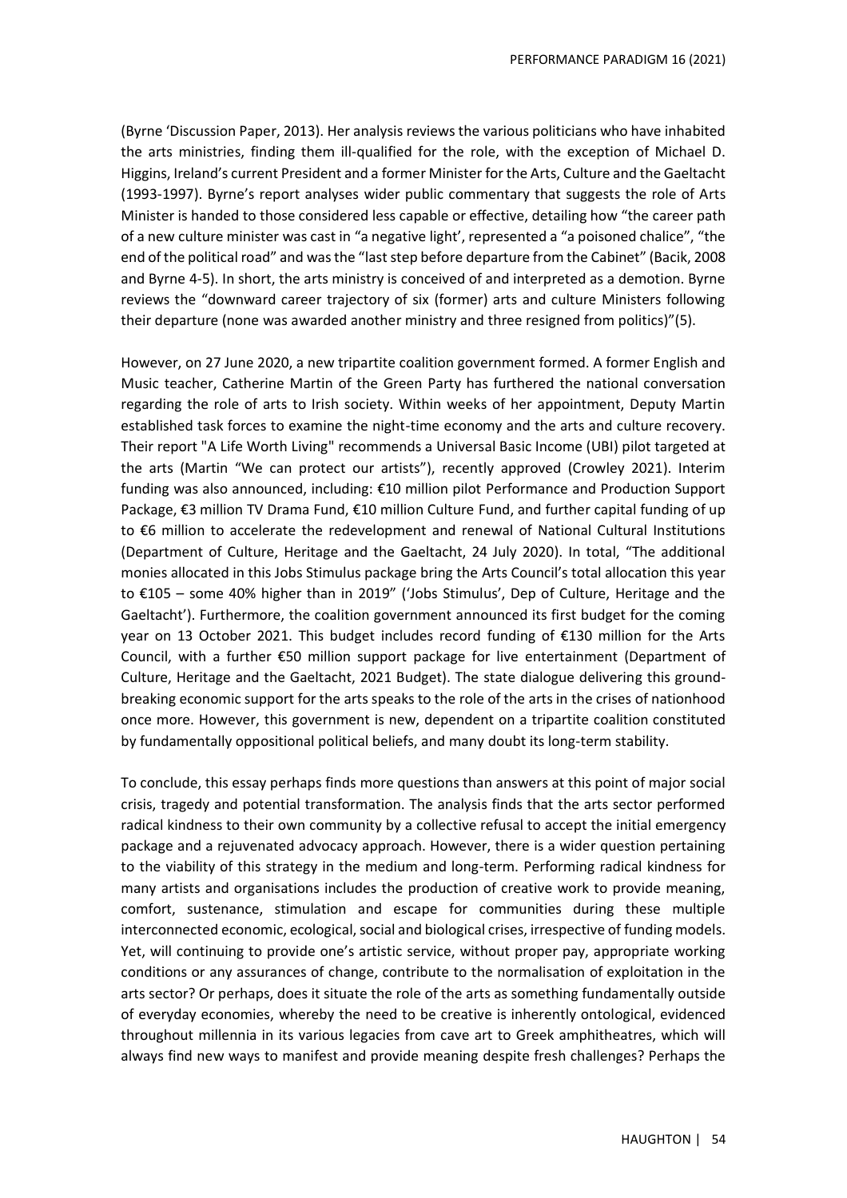(Byrne 'Discussion Paper, 2013). Her analysis reviews the various politicians who have inhabited the arts ministries, finding them ill-qualified for the role, with the exception of Michael D. Higgins, Ireland's current President and a former Minister for the Arts, Culture and the Gaeltacht (1993-1997). Byrne's report analyses wider public commentary that suggests the role of Arts Minister is handed to those considered less capable or effective, detailing how "the career path of a new culture minister was cast in "a negative light', represented a "a poisoned chalice", "the end of the political road" and was the "last step before departure from the Cabinet" (Bacik, 2008 and Byrne 4-5). In short, the arts ministry is conceived of and interpreted as a demotion. Byrne reviews the "downward career trajectory of six (former) arts and culture Ministers following their departure (none was awarded another ministry and three resigned from politics)"(5).

However, on 27 June 2020, a new tripartite coalition government formed. A former English and Music teacher, Catherine Martin of the Green Party has furthered the national conversation regarding the role of arts to Irish society. Within weeks of her appointment, Deputy Martin established task forces to examine the night-time economy and the arts and culture recovery. Their report "A Life Worth Living" recommends a Universal Basic Income (UBI) pilot targeted at the arts (Martin "We can protect our artists"), recently approved (Crowley 2021). Interim funding was also announced, including: €10 million pilot Performance and Production Support Package, €3 million TV Drama Fund, €10 million Culture Fund, and further capital funding of up to €6 million to accelerate the redevelopment and renewal of National Cultural Institutions (Department of Culture, Heritage and the Gaeltacht, 24 July 2020). In total, "The additional monies allocated in this Jobs Stimulus package bring the Arts Council's total allocation this year to €105 – some 40% higher than in 2019" ('Jobs Stimulus', Dep of Culture, Heritage and the Gaeltacht'). Furthermore, the coalition government announced its first budget for the coming year on 13 October 2021. This budget includes record funding of €130 million for the Arts Council, with a further €50 million support package for live entertainment (Department of Culture, Heritage and the Gaeltacht, 2021 Budget). The state dialogue delivering this ground-breaking economic support for the arts speaks to the role of the arts in the crises of nationhood once more. However, this government is new, dependent on a tripartite coalition constituted by fundamentally oppositional political beliefs, and many doubt its long-term stability.

To conclude, this essay perhaps finds more questions than answers at this point of major social crisis, tragedy and potential transformation. The analysis finds that the arts sector performed radical kindness to their own community by a collective refusal to accept the initial emergency package and a rejuvenated advocacy approach. However, there is a wider question pertaining to the viability of this strategy in the medium and long-term. Performing radical kindness for many artists and organisations includes the production of creative work to provide meaning, comfort, sustenance, stimulation and escape for communities during these multiple interconnected economic, ecological, social and biological crises, irrespective of funding models. Yet, will continuing to provide one's artistic service, without proper pay, appropriate working conditions or any assurances of change, contribute to the normalisation of exploitation in the arts sector? Or perhaps, does it situate the role of the arts as something fundamentally outside of everyday economies, whereby the need to be creative is inherently ontological, evidenced throughout millennia in its various legacies from cave art to Greek amphitheatres, which will always find new ways to manifest and provide meaning despite fresh challenges? Perhaps the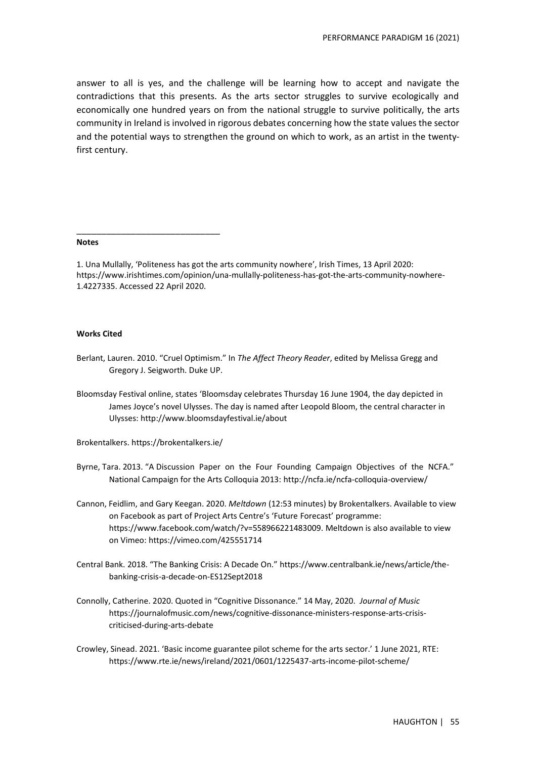answer to all is yes, and the challenge will be learning how to accept and navigate the contradictions that this presents. As the arts sector struggles to survive ecologically and economically one hundred years on from the national struggle to survive politically, the arts community in Ireland is involved in rigorous debates concerning how the state values the sector and the potential ways to strengthen the ground on which to work, as an artist in the twenty-first century.

---

**Notes**

1. Una Mullally, 'Politeness has got the arts community nowhere', Irish Times, 13 April 2020: https://www.irishtimes.com/opinion/una-mullally-politeness-has-got-the-arts-community-nowhere-1.4227335. Accessed 22 April 2020.

**Works Cited**

Berlant, Lauren. 2010. "Cruel Optimism." In *The Affect Theory Reader*, edited by Melissa Gregg and Gregory J. Seigworth. Duke UP.

Bloomsday Festival online, states 'Bloomsday celebrates Thursday 16 June 1904, the day depicted in James Joyce's novel Ulysses. The day is named after Leopold Bloom, the central character in Ulysses: http://www.bloomsdayfestival.ie/about

Brokentalkers. https://brokentalkers.ie/

Byrne, Tara. 2013. "A Discussion Paper on the Four Founding Campaign Objectives of the NCFA." National Campaign for the Arts Colloquia 2013: http://ncfa.ie/ncfa-colloquia-overview/

Cannon, Feidlim, and Gary Keegan. 2020. *Meltdown* (12:53 minutes) by Brokentalkers. Available to view on Facebook as part of Project Arts Centre's 'Future Forecast' programme: https://www.facebook.com/watch/?v=558966221483009. Meltdown is also available to view on Vimeo: https://vimeo.com/425551714

Central Bank. 2018. "The Banking Crisis: A Decade On." https://www.centralbank.ie/news/article/the-banking-crisis-a-decade-on-ES12Sept2018

Connolly, Catherine. 2020. Quoted in "Cognitive Dissonance." 14 May, 2020. *Journal of Music* https://journalofmusic.com/news/cognitive-dissonance-ministers-response-arts-crisis-criticised-during-arts-debate

Crowley, Sinead. 2021. 'Basic income guarantee pilot scheme for the arts sector.' 1 June 2021, RTE: https://www.rte.ie/news/ireland/2021/0601/1225437-arts-income-pilot-scheme/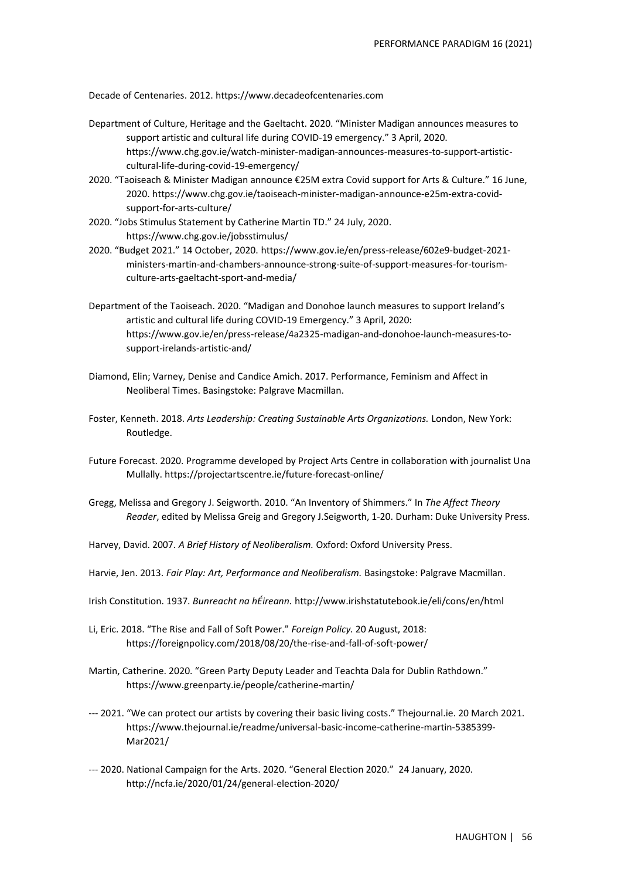Decade of Centenaries. 2012. https://www.decadeofcentenaries.com

Department of Culture, Heritage and the Gaeltacht. 2020. "Minister Madigan announces measures to support artistic and cultural life during COVID-19 emergency." 3 April, 2020. https://www.chg.gov.ie/watch-minister-madigan-announces-measures-to-support-artistic-cultural-life-during-covid-19-emergency/

2020. "Taoiseach & Minister Madigan announce €25M extra Covid support for Arts & Culture." 16 June, 2020. https://www.chg.gov.ie/taoiseach-minister-madigan-announce-e25m-extra-covid-support-for-arts-culture/

2020. "Jobs Stimulus Statement by Catherine Martin TD." 24 July, 2020. https://www.chg.gov.ie/jobsstimulus/

2020. "Budget 2021." 14 October, 2020. https://www.gov.ie/en/press-release/602e9-budget-2021-ministers-martin-and-chambers-announce-strong-suite-of-support-measures-for-tourism-culture-arts-gaeltacht-sport-and-media/

Department of the Taoiseach. 2020. "Madigan and Donohoe launch measures to support Ireland's artistic and cultural life during COVID-19 Emergency." 3 April, 2020: https://www.gov.ie/en/press-release/4a2325-madigan-and-donohoe-launch-measures-to-support-irelands-artistic-and/

Diamond, Elin; Varney, Denise and Candice Amich. 2017. Performance, Feminism and Affect in Neoliberal Times. Basingstoke: Palgrave Macmillan.

Foster, Kenneth. 2018. *Arts Leadership: Creating Sustainable Arts Organizations.* London, New York: Routledge.

Future Forecast. 2020. Programme developed by Project Arts Centre in collaboration with journalist Una Mullally. https://projectartscentre.ie/future-forecast-online/

Gregg, Melissa and Gregory J. Seigworth. 2010. "An Inventory of Shimmers." In *The Affect Theory Reader*, edited by Melissa Greig and Gregory J.Seigworth, 1-20. Durham: Duke University Press.

Harvey, David. 2007. *A Brief History of Neoliberalism.* Oxford: Oxford University Press.

Harvie, Jen. 2013. *Fair Play: Art, Performance and Neoliberalism.* Basingstoke: Palgrave Macmillan.

Irish Constitution. 1937. *Bunreacht na hÉireann.* http://www.irishstatutebook.ie/eli/cons/en/html

Li, Eric. 2018. "The Rise and Fall of Soft Power." *Foreign Policy.* 20 August, 2018: https://foreignpolicy.com/2018/08/20/the-rise-and-fall-of-soft-power/

Martin, Catherine. 2020. "Green Party Deputy Leader and Teachta Dala for Dublin Rathdown." https://www.greenparty.ie/people/catherine-martin/

--- 2021. "We can protect our artists by covering their basic living costs." Thejournal.ie. 20 March 2021. https://www.thejournal.ie/readme/universal-basic-income-catherine-martin-5385399-Mar2021/

--- 2020. National Campaign for the Arts. 2020. "General Election 2020." 24 January, 2020. http://ncfa.ie/2020/01/24/general-election-2020/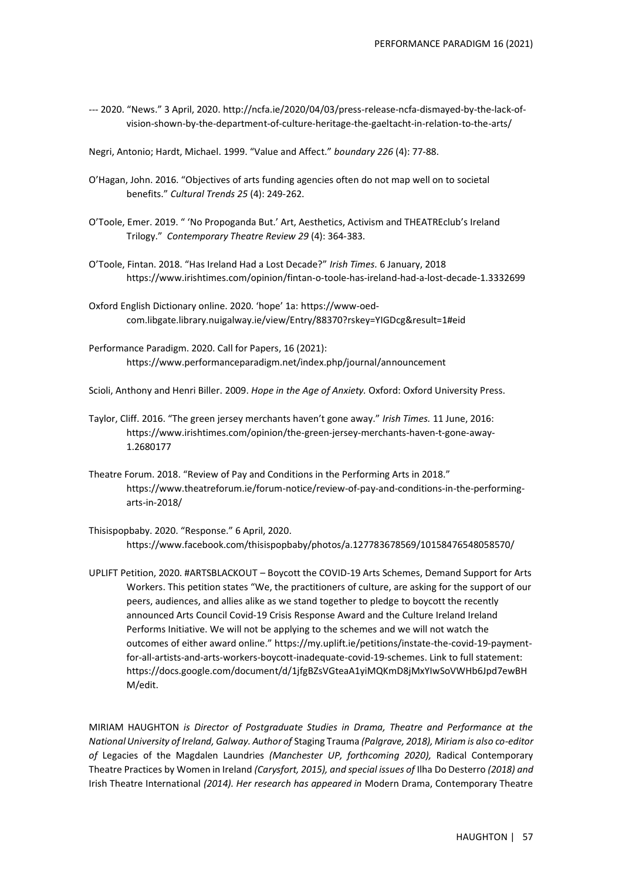--- 2020. "News." 3 April, 2020. http://ncfa.ie/2020/04/03/press-release-ncfa-dismayed-by-the-lack-of-vision-shown-by-the-department-of-culture-heritage-the-gaeltacht-in-relation-to-the-arts/

Negri, Antonio; Hardt, Michael. 1999. "Value and Affect." *boundary 226* (4): 77-88.

O'Hagan, John. 2016. "Objectives of arts funding agencies often do not map well on to societal benefits." *Cultural Trends 25* (4): 249-262.

O'Toole, Emer. 2019. " 'No Propoganda But.' Art, Aesthetics, Activism and THEATREclub's Ireland Trilogy." *Contemporary Theatre Review 29* (4): 364-383.

O'Toole, Fintan. 2018. "Has Ireland Had a Lost Decade?" *Irish Times.* 6 January, 2018 https://www.irishtimes.com/opinion/fintan-o-toole-has-ireland-had-a-lost-decade-1.3332699

Oxford English Dictionary online. 2020. 'hope' 1a: https://www-oed-com.libgate.library.nuigalway.ie/view/Entry/88370?rskey=YIGDcg&result=1#eid

Performance Paradigm. 2020. Call for Papers, 16 (2021): https://www.performanceparadigm.net/index.php/journal/announcement

Scioli, Anthony and Henri Biller. 2009. *Hope in the Age of Anxiety.* Oxford: Oxford University Press.

Taylor, Cliff. 2016. "The green jersey merchants haven't gone away." *Irish Times.* 11 June, 2016: https://www.irishtimes.com/opinion/the-green-jersey-merchants-haven-t-gone-away-1.2680177

Theatre Forum. 2018. "Review of Pay and Conditions in the Performing Arts in 2018." https://www.theatreforum.ie/forum-notice/review-of-pay-and-conditions-in-the-performing-arts-in-2018/

Thisispopbaby. 2020. "Response." 6 April, 2020. https://www.facebook.com/thisispopbaby/photos/a.127783678569/10158476548058570/

UPLIFT Petition, 2020. #ARTSBLACKOUT – Boycott the COVID-19 Arts Schemes, Demand Support for Arts Workers. This petition states "We, the practitioners of culture, are asking for the support of our peers, audiences, and allies alike as we stand together to pledge to boycott the recently announced Arts Council Covid-19 Crisis Response Award and the Culture Ireland Ireland Performs Initiative. We will not be applying to the schemes and we will not watch the outcomes of either award online." https://my.uplift.ie/petitions/instate-the-covid-19-payment-for-all-artists-and-arts-workers-boycott-inadequate-covid-19-schemes. Link to full statement: https://docs.google.com/document/d/1jfgBZsVGteaA1yiMQKmD8jMxYIwSoVWHb6Jpd7ewBHM/edit.

MIRIAM HAUGHTON *is Director of Postgraduate Studies in Drama, Theatre and Performance at the National University of Ireland, Galway. Author of* Staging Trauma *(Palgrave, 2018), Miriam is also co-editor of* Legacies of the Magdalen Laundries *(Manchester UP, forthcoming 2020),* Radical Contemporary Theatre Practices by Women in Ireland *(Carysfort, 2015), and special issues of* Ilha Do Desterro *(2018) and* Irish Theatre International *(2014). Her research has appeared in* Modern Drama, Contemporary Theatre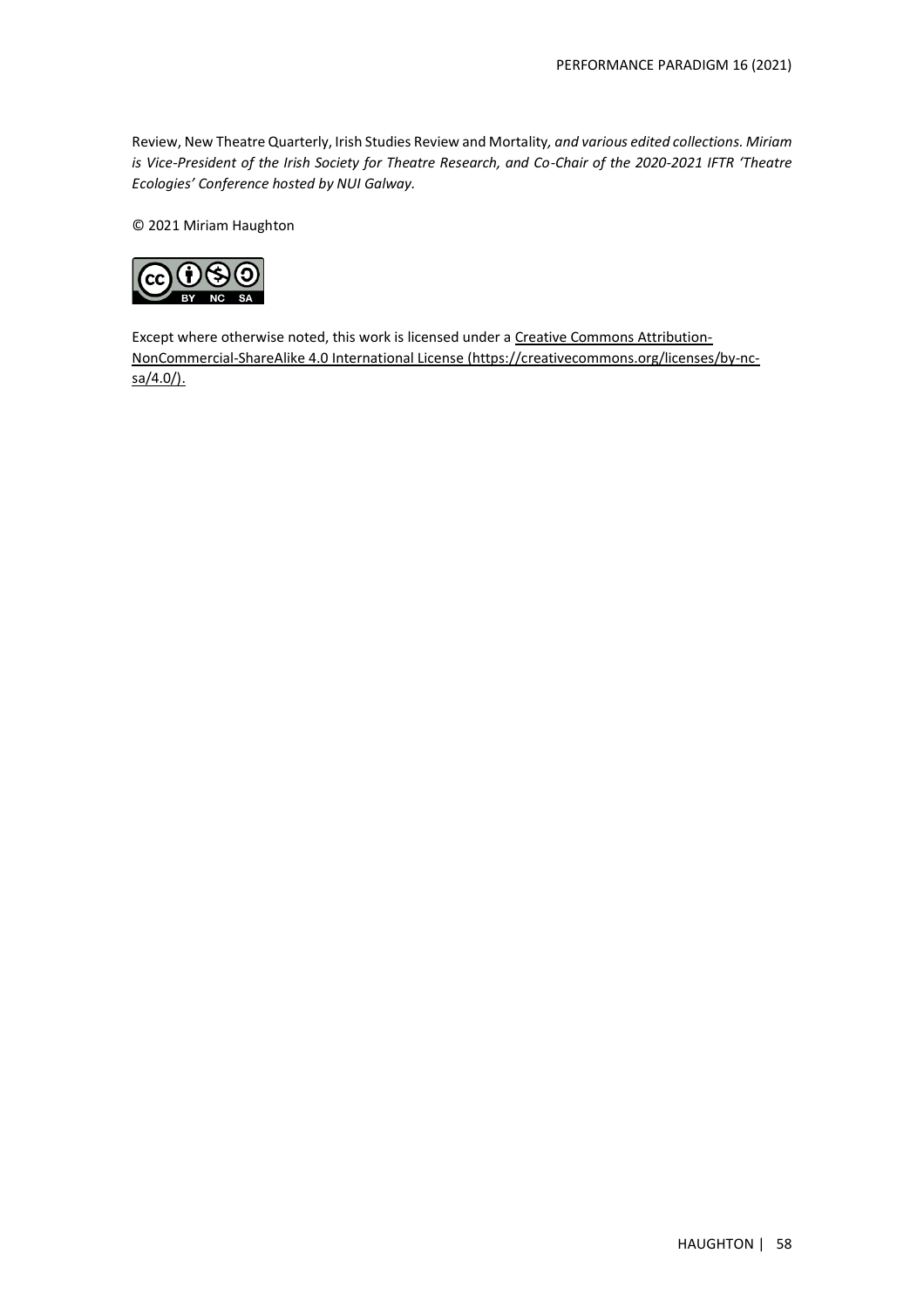Review, New Theatre Quarterly, Irish Studies Review and Mortality*, and various edited collections. Miriam is Vice-President of the Irish Society for Theatre Research, and Co-Chair of the 2020-2021 IFTR 'Theatre Ecologies' Conference hosted by NUI Galway.*

© 2021 Miriam Haughton

Except where otherwise noted, this work is licensed under a [Creative Commons Attribution-NonCommercial-ShareAlike 4.0 International License (https://creativecommons.org/licenses/by-nc-sa/4.0/).](https://creativecommons.org/licenses/by-nc-sa/4.0/)